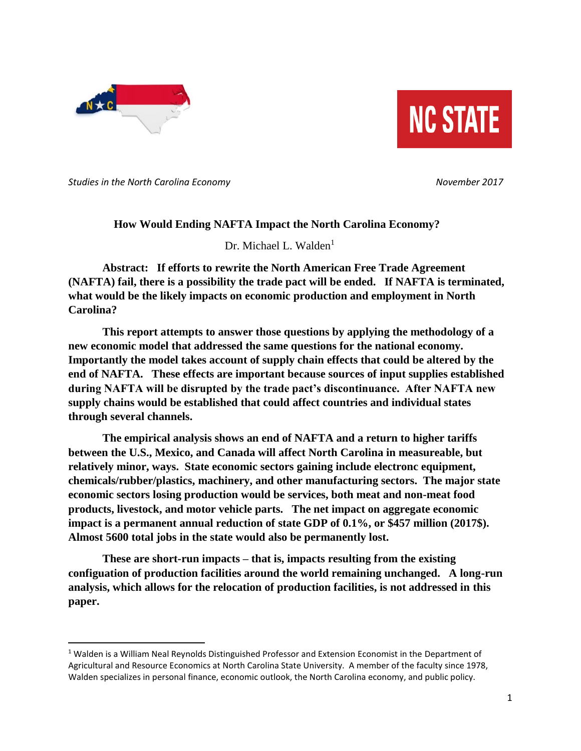*Studies in the North Carolina Economy* *November 2017*

# How Would Ending NAFTA Impact the North Carolina Economy?

Dr. Michael L. Walden[1]

**Abstract: If efforts to rewrite the North American Free Trade Agreement (NAFTA) fail, there is a possibility the trade pact will be ended. If NAFTA is terminated, what would be the likely impacts on economic production and employment in North Carolina?**

**This report attempts to answer those questions by applying the methodology of a new economic model that addressed the same questions for the national economy. Importantly the model takes account of supply chain effects that could be altered by the end of NAFTA. These effects are important because sources of input supplies established during NAFTA will be disrupted by the trade pact's discontinuance. After NAFTA new supply chains would be established that could affect countries and individual states through several channels.**

**The empirical analysis shows an end of NAFTA and a return to higher tariffs between the U.S., Mexico, and Canada will affect North Carolina in measureable, but relatively minor, ways. State economic sectors gaining include electronc equipment, chemicals/rubber/plastics, machinery, and other manufacturing sectors. The major state economic sectors losing production would be services, both meat and non-meat food products, livestock, and motor vehicle parts. The net impact on aggregate economic impact is a permanent annual reduction of state GDP of 0.1%, or $457 million (2017$). Almost 5600 total jobs in the state would also be permanently lost.**

**These are short-run impacts – that is, impacts resulting from the existing configuation of production facilities around the world remaining unchanged. A long-run analysis, which allows for the relocation of production facilities, is not addressed in this paper.**

---

[1] Walden is a William Neal Reynolds Distinguished Professor and Extension Economist in the Department of Agricultural and Resource Economics at North Carolina State University. A member of the faculty since 1978, Walden specializes in personal finance, economic outlook, the North Carolina economy, and public policy.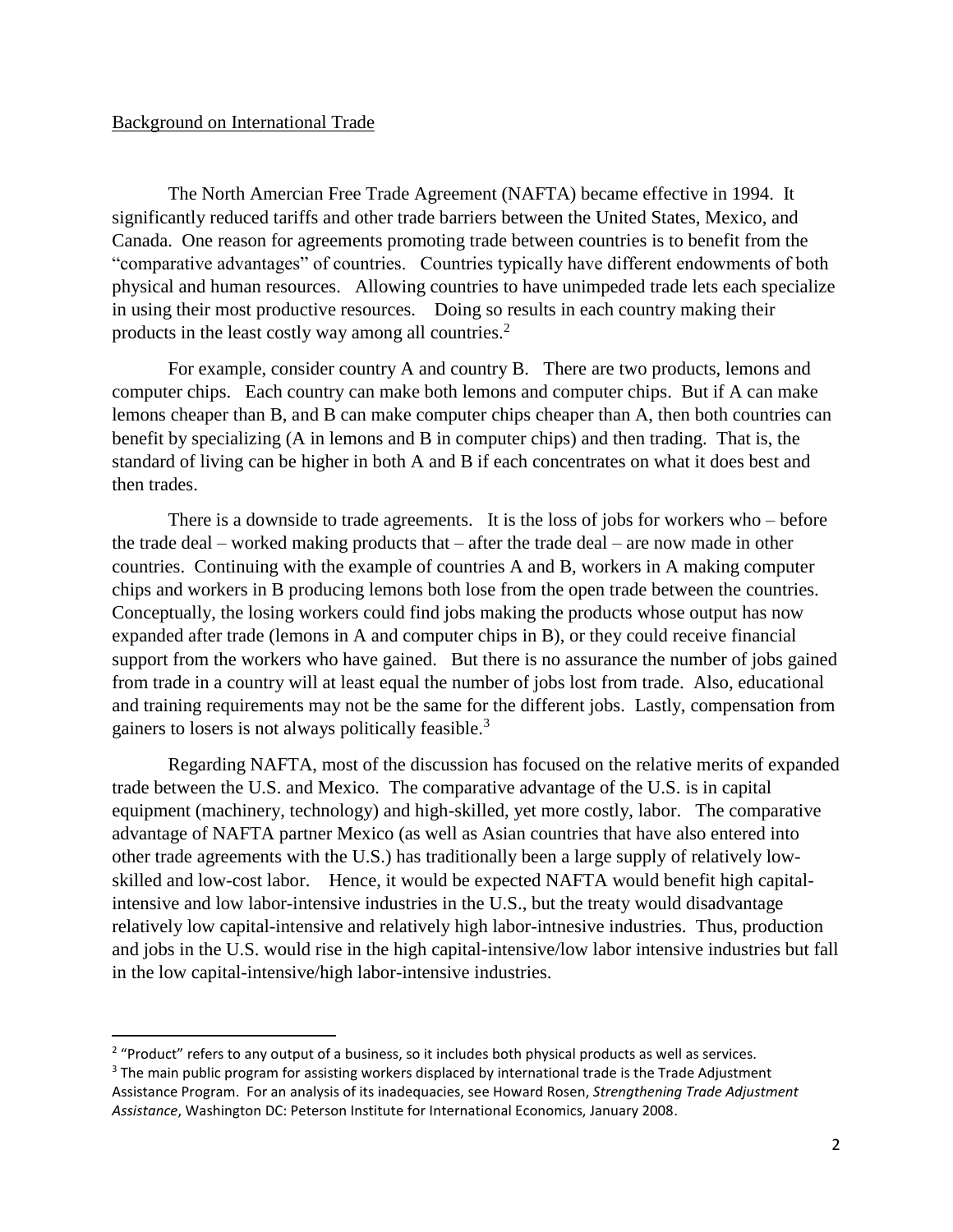Background on International Trade

The North Amercian Free Trade Agreement (NAFTA) became effective in 1994. It significantly reduced tariffs and other trade barriers between the United States, Mexico, and Canada. One reason for agreements promoting trade between countries is to benefit from the "comparative advantages" of countries. Countries typically have different endowments of both physical and human resources. Allowing countries to have unimpeded trade lets each specialize in using their most productive resources. Doing so results in each country making their products in the least costly way among all countries.[2]

For example, consider country A and country B. There are two products, lemons and computer chips. Each country can make both lemons and computer chips. But if A can make lemons cheaper than B, and B can make computer chips cheaper than A, then both countries can benefit by specializing (A in lemons and B in computer chips) and then trading. That is, the standard of living can be higher in both A and B if each concentrates on what it does best and then trades.

There is a downside to trade agreements. It is the loss of jobs for workers who – before the trade deal – worked making products that – after the trade deal – are now made in other countries. Continuing with the example of countries A and B, workers in A making computer chips and workers in B producing lemons both lose from the open trade between the countries. Conceptually, the losing workers could find jobs making the products whose output has now expanded after trade (lemons in A and computer chips in B), or they could receive financial support from the workers who have gained. But there is no assurance the number of jobs gained from trade in a country will at least equal the number of jobs lost from trade. Also, educational and training requirements may not be the same for the different jobs. Lastly, compensation from gainers to losers is not always politically feasible.[3]

Regarding NAFTA, most of the discussion has focused on the relative merits of expanded trade between the U.S. and Mexico. The comparative advantage of the U.S. is in capital equipment (machinery, technology) and high-skilled, yet more costly, labor. The comparative advantage of NAFTA partner Mexico (as well as Asian countries that have also entered into other trade agreements with the U.S.) has traditionally been a large supply of relatively low-skilled and low-cost labor. Hence, it would be expected NAFTA would benefit high capital-intensive and low labor-intensive industries in the U.S., but the treaty would disadvantage relatively low capital-intensive and relatively high labor-intnesive industries. Thus, production and jobs in the U.S. would rise in the high capital-intensive/low labor intensive industries but fall in the low capital-intensive/high labor-intensive industries.

---

[2] "Product" refers to any output of a business, so it includes both physical products as well as services.

[3] The main public program for assisting workers displaced by international trade is the Trade Adjustment Assistance Program. For an analysis of its inadequacies, see Howard Rosen, *Strengthening Trade Adjustment Assistance*, Washington DC: Peterson Institute for International Economics, January 2008.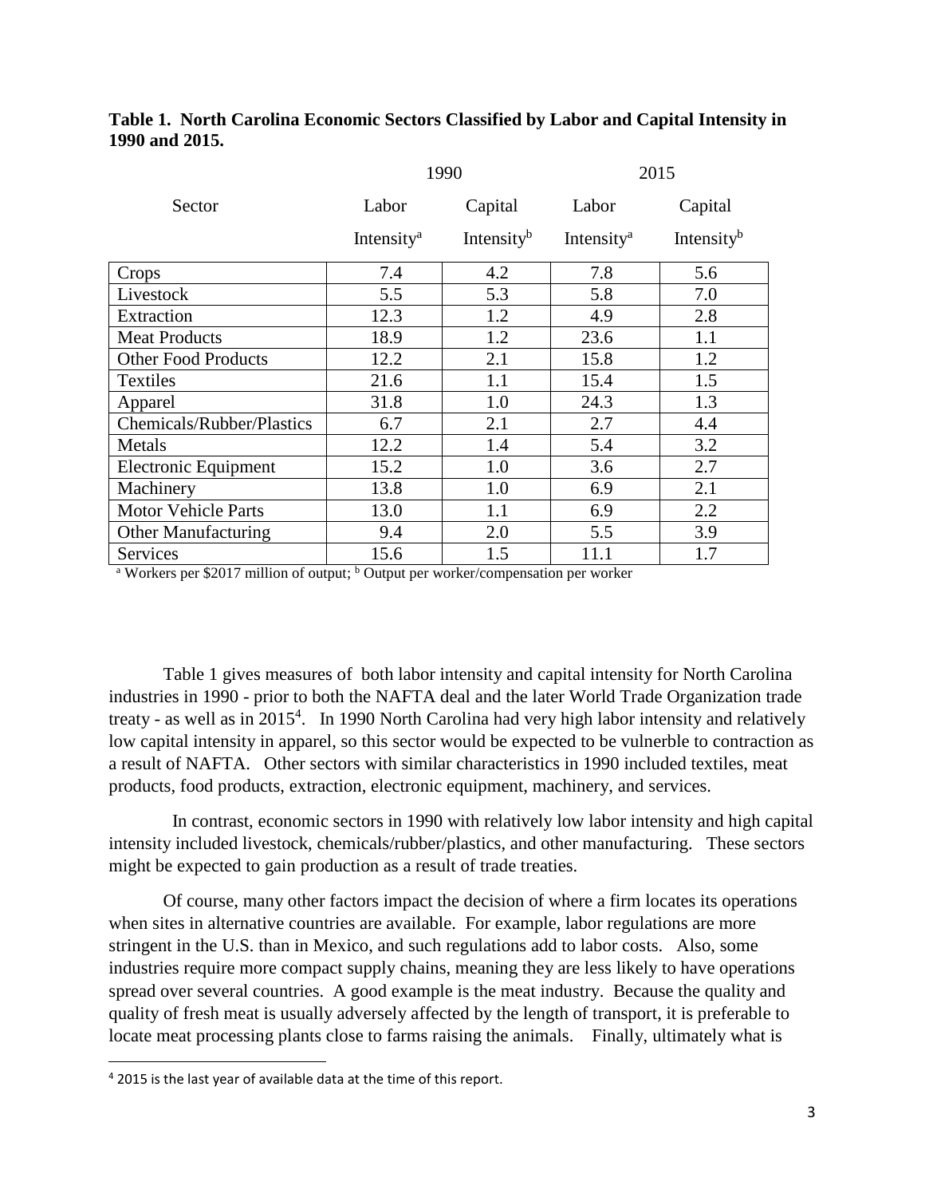**Table 1. North Carolina Economic Sectors Classified by Labor and Capital Intensity in 1990 and 2015.**

| Sector | 1990 Labor Intensity[a] | 1990 Capital Intensity[b] | 2015 Labor Intensity[a] | 2015 Capital Intensity[b] |
|---|---|---|---|---|
| Crops | 7.4 | 4.2 | 7.8 | 5.6 |
| Livestock | 5.5 | 5.3 | 5.8 | 7.0 |
| Extraction | 12.3 | 1.2 | 4.9 | 2.8 |
| Meat Products | 18.9 | 1.2 | 23.6 | 1.1 |
| Other Food Products | 12.2 | 2.1 | 15.8 | 1.2 |
| Textiles | 21.6 | 1.1 | 15.4 | 1.5 |
| Apparel | 31.8 | 1.0 | 24.3 | 1.3 |
| Chemicals/Rubber/Plastics | 6.7 | 2.1 | 2.7 | 4.4 |
| Metals | 12.2 | 1.4 | 5.4 | 3.2 |
| Electronic Equipment | 15.2 | 1.0 | 3.6 | 2.7 |
| Machinery | 13.8 | 1.0 | 6.9 | 2.1 |
| Motor Vehicle Parts | 13.0 | 1.1 | 6.9 | 2.2 |
| Other Manufacturing | 9.4 | 2.0 | 5.5 | 3.9 |
| Services | 15.6 | 1.5 | 11.1 | 1.7 |

[a] Workers per $2017 million of output; [b] Output per worker/compensation per worker

Table 1 gives measures of both labor intensity and capital intensity for North Carolina industries in 1990 - prior to both the NAFTA deal and the later World Trade Organization trade treaty - as well as in 2015[4]. In 1990 North Carolina had very high labor intensity and relatively low capital intensity in apparel, so this sector would be expected to be vulnerble to contraction as a result of NAFTA. Other sectors with similar characteristics in 1990 included textiles, meat products, food products, extraction, electronic equipment, machinery, and services.

In contrast, economic sectors in 1990 with relatively low labor intensity and high capital intensity included livestock, chemicals/rubber/plastics, and other manufacturing. These sectors might be expected to gain production as a result of trade treaties.

Of course, many other factors impact the decision of where a firm locates its operations when sites in alternative countries are available. For example, labor regulations are more stringent in the U.S. than in Mexico, and such regulations add to labor costs. Also, some industries require more compact supply chains, meaning they are less likely to have operations spread over several countries. A good example is the meat industry. Because the quality and quality of fresh meat is usually adversely affected by the length of transport, it is preferable to locate meat processing plants close to farms raising the animals. Finally, ultimately what is

[4] 2015 is the last year of available data at the time of this report.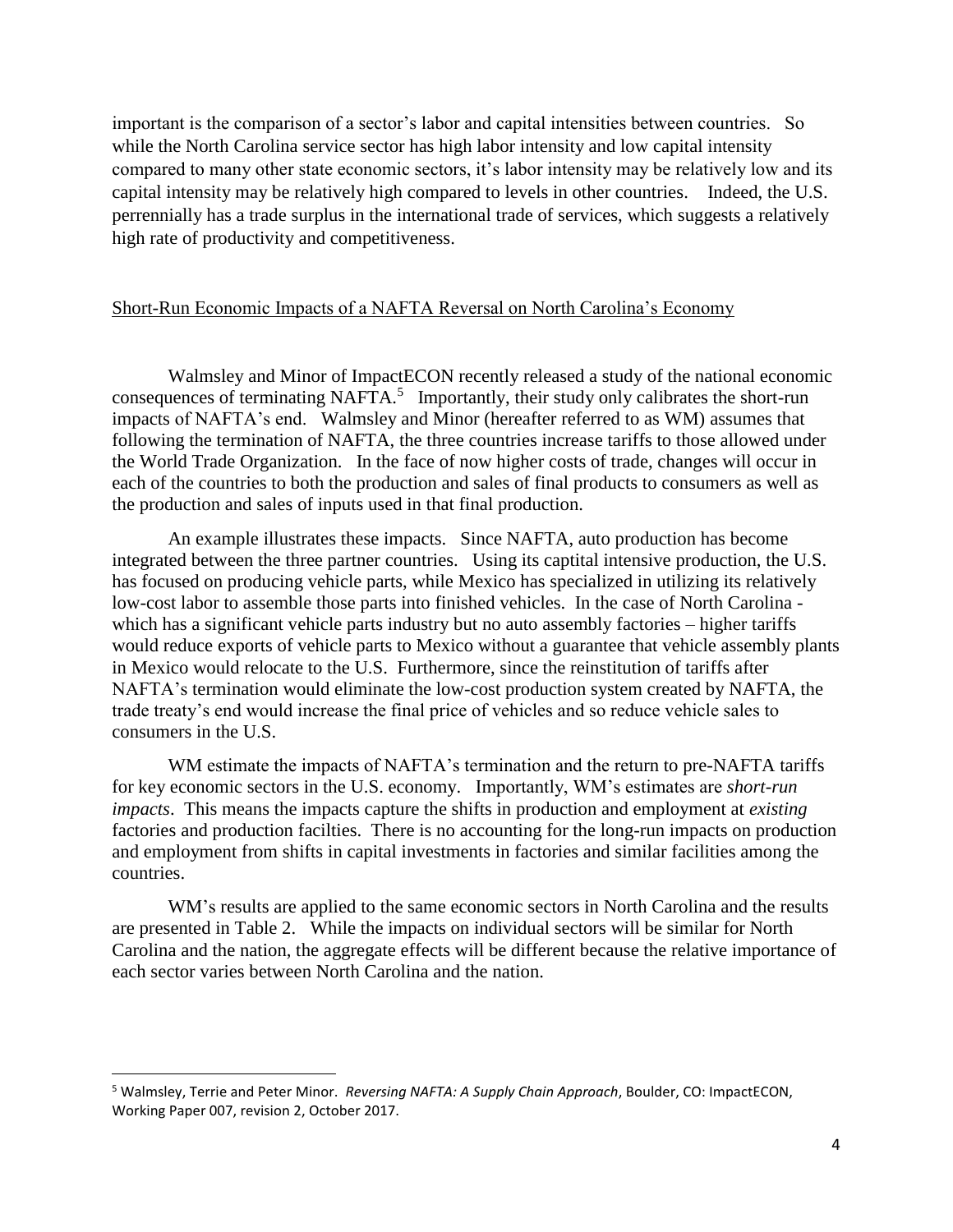important is the comparison of a sector's labor and capital intensities between countries. So while the North Carolina service sector has high labor intensity and low capital intensity compared to many other state economic sectors, it's labor intensity may be relatively low and its capital intensity may be relatively high compared to levels in other countries. Indeed, the U.S. perrennially has a trade surplus in the international trade of services, which suggests a relatively high rate of productivity and competitiveness.

## Short-Run Economic Impacts of a NAFTA Reversal on North Carolina's Economy

Walmsley and Minor of ImpactECON recently released a study of the national economic consequences of terminating NAFTA.[5] Importantly, their study only calibrates the short-run impacts of NAFTA's end. Walmsley and Minor (hereafter referred to as WM) assumes that following the termination of NAFTA, the three countries increase tariffs to those allowed under the World Trade Organization. In the face of now higher costs of trade, changes will occur in each of the countries to both the production and sales of final products to consumers as well as the production and sales of inputs used in that final production.

An example illustrates these impacts. Since NAFTA, auto production has become integrated between the three partner countries. Using its captital intensive production, the U.S. has focused on producing vehicle parts, while Mexico has specialized in utilizing its relatively low-cost labor to assemble those parts into finished vehicles. In the case of North Carolina - which has a significant vehicle parts industry but no auto assembly factories – higher tariffs would reduce exports of vehicle parts to Mexico without a guarantee that vehicle assembly plants in Mexico would relocate to the U.S. Furthermore, since the reinstitution of tariffs after NAFTA's termination would eliminate the low-cost production system created by NAFTA, the trade treaty's end would increase the final price of vehicles and so reduce vehicle sales to consumers in the U.S.

WM estimate the impacts of NAFTA's termination and the return to pre-NAFTA tariffs for key economic sectors in the U.S. economy. Importantly, WM's estimates are *short-run impacts*. This means the impacts capture the shifts in production and employment at *existing* factories and production facilties. There is no accounting for the long-run impacts on production and employment from shifts in capital investments in factories and similar facilities among the countries.

WM's results are applied to the same economic sectors in North Carolina and the results are presented in Table 2. While the impacts on individual sectors will be similar for North Carolina and the nation, the aggregate effects will be different because the relative importance of each sector varies between North Carolina and the nation.

[5] Walmsley, Terrie and Peter Minor. *Reversing NAFTA: A Supply Chain Approach*, Boulder, CO: ImpactECON, Working Paper 007, revision 2, October 2017.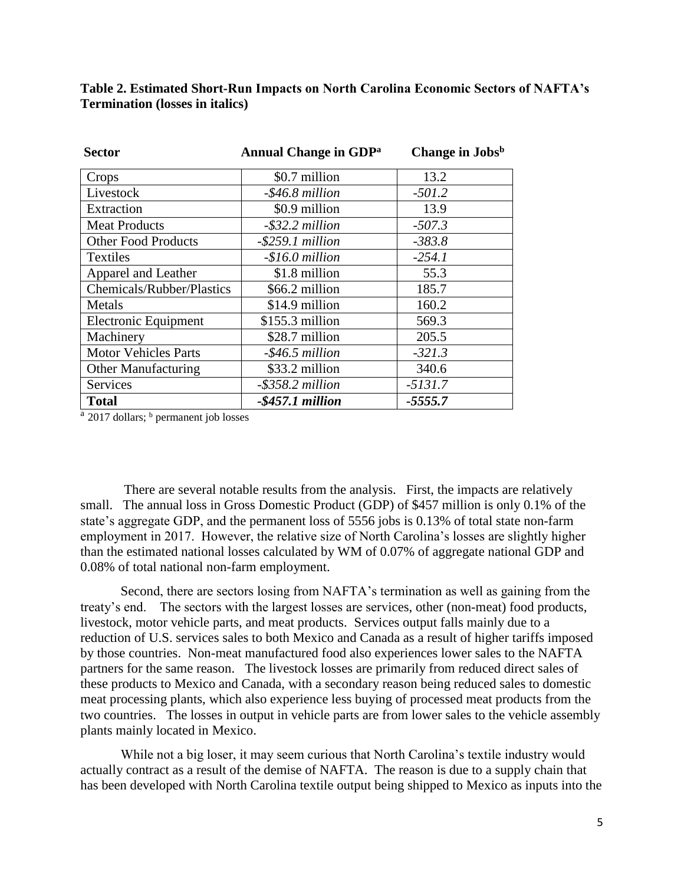**Table 2. Estimated Short-Run Impacts on North Carolina Economic Sectors of NAFTA's Termination (losses in italics)**

| Sector | Annual Change in GDP[a] | Change in Jobs[b] |
|---|---|---|
| Crops | \$0.7 million | 13.2 |
| Livestock | *-\$46.8 million* | *-501.2* |
| Extraction | \$0.9 million | 13.9 |
| Meat Products | *-\$32.2 million* | *-507.3* |
| Other Food Products | *-\$259.1 million* | *-383.8* |
| Textiles | *-\$16.0 million* | *-254.1* |
| Apparel and Leather | \$1.8 million | 55.3 |
| Chemicals/Rubber/Plastics | \$66.2 million | 185.7 |
| Metals | \$14.9 million | 160.2 |
| Electronic Equipment | \$155.3 million | 569.3 |
| Machinery | \$28.7 million | 205.5 |
| Motor Vehicles Parts | *-\$46.5 million* | *-321.3* |
| Other Manufacturing | \$33.2 million | 340.6 |
| Services | *-\$358.2 million* | *-5131.7* |
| **Total** | ***-\$457.1 million*** | ***-5555.7*** |

[a] 2017 dollars; [b] permanent job losses

There are several notable results from the analysis. First, the impacts are relatively small. The annual loss in Gross Domestic Product (GDP) of \$457 million is only 0.1% of the state's aggregate GDP, and the permanent loss of 5556 jobs is 0.13% of total state non-farm employment in 2017. However, the relative size of North Carolina's losses are slightly higher than the estimated national losses calculated by WM of 0.07% of aggregate national GDP and 0.08% of total national non-farm employment.

Second, there are sectors losing from NAFTA's termination as well as gaining from the treaty's end. The sectors with the largest losses are services, other (non-meat) food products, livestock, motor vehicle parts, and meat products. Services output falls mainly due to a reduction of U.S. services sales to both Mexico and Canada as a result of higher tariffs imposed by those countries. Non-meat manufactured food also experiences lower sales to the NAFTA partners for the same reason. The livestock losses are primarily from reduced direct sales of these products to Mexico and Canada, with a secondary reason being reduced sales to domestic meat processing plants, which also experience less buying of processed meat products from the two countries. The losses in output in vehicle parts are from lower sales to the vehicle assembly plants mainly located in Mexico.

While not a big loser, it may seem curious that North Carolina's textile industry would actually contract as a result of the demise of NAFTA. The reason is due to a supply chain that has been developed with North Carolina textile output being shipped to Mexico as inputs into the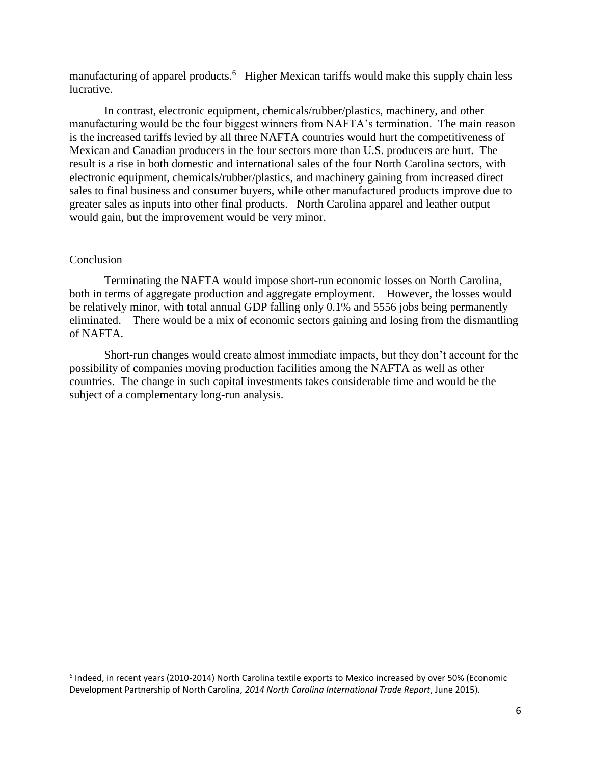manufacturing of apparel products.[6] Higher Mexican tariffs would make this supply chain less lucrative.

In contrast, electronic equipment, chemicals/rubber/plastics, machinery, and other manufacturing would be the four biggest winners from NAFTA's termination. The main reason is the increased tariffs levied by all three NAFTA countries would hurt the competitiveness of Mexican and Canadian producers in the four sectors more than U.S. producers are hurt. The result is a rise in both domestic and international sales of the four North Carolina sectors, with electronic equipment, chemicals/rubber/plastics, and machinery gaining from increased direct sales to final business and consumer buyers, while other manufactured products improve due to greater sales as inputs into other final products. North Carolina apparel and leather output would gain, but the improvement would be very minor.

## Conclusion

Terminating the NAFTA would impose short-run economic losses on North Carolina, both in terms of aggregate production and aggregate employment. However, the losses would be relatively minor, with total annual GDP falling only 0.1% and 5556 jobs being permanently eliminated. There would be a mix of economic sectors gaining and losing from the dismantling of NAFTA.

Short-run changes would create almost immediate impacts, but they don't account for the possibility of companies moving production facilities among the NAFTA as well as other countries. The change in such capital investments takes considerable time and would be the subject of a complementary long-run analysis.

---

[6] Indeed, in recent years (2010-2014) North Carolina textile exports to Mexico increased by over 50% (Economic Development Partnership of North Carolina, *2014 North Carolina International Trade Report*, June 2015).